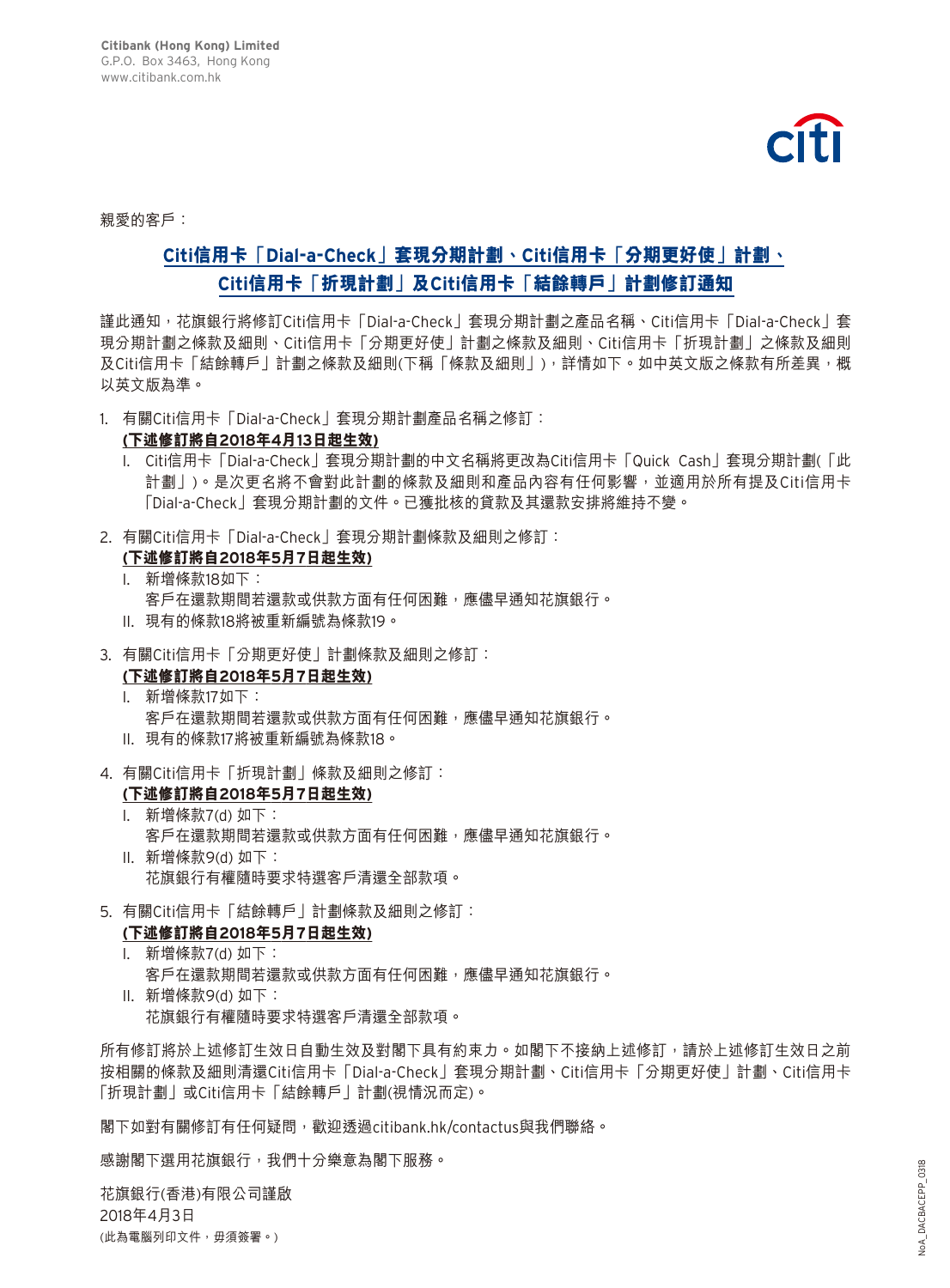Citibank (Hong Kong) Limited
G.P.O. Box 3463, Hong Kong
www.citibank.com.hk

親愛的客戶：

## Citi信用卡「Dial-a-Check」套現分期計劃、Citi信用卡「分期更好使」計劃、Citi信用卡「折現計劃」及Citi信用卡「結餘轉戶」計劃修訂通知

謹此通知，花旗銀行將修訂Citi信用卡「Dial-a-Check」套現分期計劃之產品名稱、Citi信用卡「Dial-a-Check」套現分期計劃之條款及細則、Citi信用卡「分期更好使」計劃之條款及細則、Citi信用卡「折現計劃」之條款及細則及Citi信用卡「結餘轉戶」計劃之條款及細則(下稱「條款及細則」)，詳情如下。如中英文版之條款有所差異，概以英文版為準。

1. 有關Citi信用卡「Dial-a-Check」套現分期計劃產品名稱之修訂：
   **(下述修訂將自2018年4月13日起生效)**
   I. Citi信用卡「Dial-a-Check」套現分期計劃的中文名稱將更改為Citi信用卡「Quick Cash」套現分期計劃(「此計劃」)。是次更名將不會對此計劃的條款及細則和產品內容有任何影響，並適用於所有提及Citi信用卡「Dial-a-Check」套現分期計劃的文件。已獲批核的貸款及其還款安排將維持不變。

2. 有關Citi信用卡「Dial-a-Check」套現分期計劃條款及細則之修訂：
   **(下述修訂將自2018年5月7日起生效)**
   I. 新增條款18如下：
      客戶在還款期間若還款或供款方面有任何困難，應儘早通知花旗銀行。
   II. 現有的條款18將被重新編號為條款19。

3. 有關Citi信用卡「分期更好使」計劃條款及細則之修訂：
   **(下述修訂將自2018年5月7日起生效)**
   I. 新增條款17如下：
      客戶在還款期間若還款或供款方面有任何困難，應儘早通知花旗銀行。
   II. 現有的條款17將被重新編號為條款18。

4. 有關Citi信用卡「折現計劃」條款及細則之修訂：
   **(下述修訂將自2018年5月7日起生效)**
   I. 新增條款7(d) 如下：
      客戶在還款期間若還款或供款方面有任何困難，應儘早通知花旗銀行。
   II. 新增條款9(d) 如下：
      花旗銀行有權隨時要求特選客戶清還全部款項。

5. 有關Citi信用卡「結餘轉戶」計劃條款及細則之修訂：
   **(下述修訂將自2018年5月7日起生效)**
   I. 新增條款7(d) 如下：
      客戶在還款期間若還款或供款方面有任何困難，應儘早通知花旗銀行。
   II. 新增條款9(d) 如下：
      花旗銀行有權隨時要求特選客戶清還全部款項。

所有修訂將於上述修訂生效日自動生效及對閣下具有約束力。如閣下不接納上述修訂，請於上述修訂生效日之前按相關的條款及細則清還Citi信用卡「Dial-a-Check」套現分期計劃、Citi信用卡「分期更好使」計劃、Citi信用卡「折現計劃」或Citi信用卡「結餘轉戶」計劃(視情況而定)。

閣下如對有關修訂有任何疑問，歡迎透過citibank.hk/contactus與我們聯絡。

感謝閣下選用花旗銀行，我們十分樂意為閣下服務。

花旗銀行(香港)有限公司謹啟
2018年4月3日
(此為電腦列印文件，毋須簽署。)

NoA_DACBACEPP_0318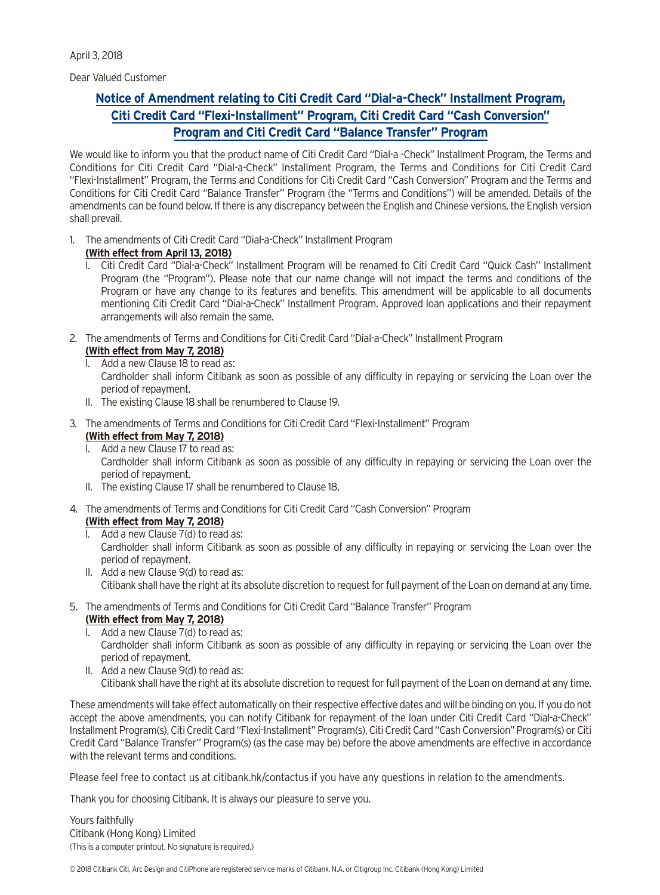April 3, 2018

Dear Valued Customer

## Notice of Amendment relating to Citi Credit Card "Dial-a-Check" Installment Program, Citi Credit Card "Flexi-Installment" Program, Citi Credit Card "Cash Conversion" Program and Citi Credit Card "Balance Transfer" Program

We would like to inform you that the product name of Citi Credit Card "Dial-a -Check" Installment Program, the Terms and Conditions for Citi Credit Card "Dial-a-Check" Installment Program, the Terms and Conditions for Citi Credit Card "Flexi-Installment" Program, the Terms and Conditions for Citi Credit Card "Cash Conversion" Program and the Terms and Conditions for Citi Credit Card "Balance Transfer" Program (the "Terms and Conditions") will be amended. Details of the amendments can be found below. If there is any discrepancy between the English and Chinese versions, the English version shall prevail.

1. The amendments of Citi Credit Card "Dial-a-Check" Installment Program
   **(With effect from April 13, 2018)**
   I. Citi Credit Card "Dial-a-Check" Installment Program will be renamed to Citi Credit Card "Quick Cash" Installment Program (the "Program"). Please note that our name change will not impact the terms and conditions of the Program or have any change to its features and benefits. This amendment will be applicable to all documents mentioning Citi Credit Card "Dial-a-Check" Installment Program. Approved loan applications and their repayment arrangements will also remain the same.

2. The amendments of Terms and Conditions for Citi Credit Card "Dial-a-Check" Installment Program
   **(With effect from May 7, 2018)**
   I. Add a new Clause 18 to read as:
   Cardholder shall inform Citibank as soon as possible of any difficulty in repaying or servicing the Loan over the period of repayment.
   II. The existing Clause 18 shall be renumbered to Clause 19.

3. The amendments of Terms and Conditions for Citi Credit Card "Flexi-Installment" Program
   **(With effect from May 7, 2018)**
   I. Add a new Clause 17 to read as:
   Cardholder shall inform Citibank as soon as possible of any difficulty in repaying or servicing the Loan over the period of repayment.
   II. The existing Clause 17 shall be renumbered to Clause 18.

4. The amendments of Terms and Conditions for Citi Credit Card "Cash Conversion" Program
   **(With effect from May 7, 2018)**
   I. Add a new Clause 7(d) to read as:
   Cardholder shall inform Citibank as soon as possible of any difficulty in repaying or servicing the Loan over the period of repayment.
   II. Add a new Clause 9(d) to read as:
   Citibank shall have the right at its absolute discretion to request for full payment of the Loan on demand at any time.

5. The amendments of Terms and Conditions for Citi Credit Card "Balance Transfer" Program
   **(With effect from May 7, 2018)**
   I. Add a new Clause 7(d) to read as:
   Cardholder shall inform Citibank as soon as possible of any difficulty in repaying or servicing the Loan over the period of repayment.
   II. Add a new Clause 9(d) to read as:
   Citibank shall have the right at its absolute discretion to request for full payment of the Loan on demand at any time.

These amendments will take effect automatically on their respective effective dates and will be binding on you. If you do not accept the above amendments, you can notify Citibank for repayment of the loan under Citi Credit Card "Dial-a-Check" Installment Program(s), Citi Credit Card "Flexi-Installment" Program(s), Citi Credit Card "Cash Conversion" Program(s) or Citi Credit Card "Balance Transfer" Program(s) (as the case may be) before the above amendments are effective in accordance with the relevant terms and conditions.

Please feel free to contact us at citibank.hk/contactus if you have any questions in relation to the amendments.

Thank you for choosing Citibank. It is always our pleasure to serve you.

Yours faithfully
Citibank (Hong Kong) Limited
(This is a computer printout. No signature is required.)

© 2018 Citibank Citi, Arc Design and CitiPhone are registered service marks of Citibank, N.A. or Citigroup Inc. Citibank (Hong Kong) Limited